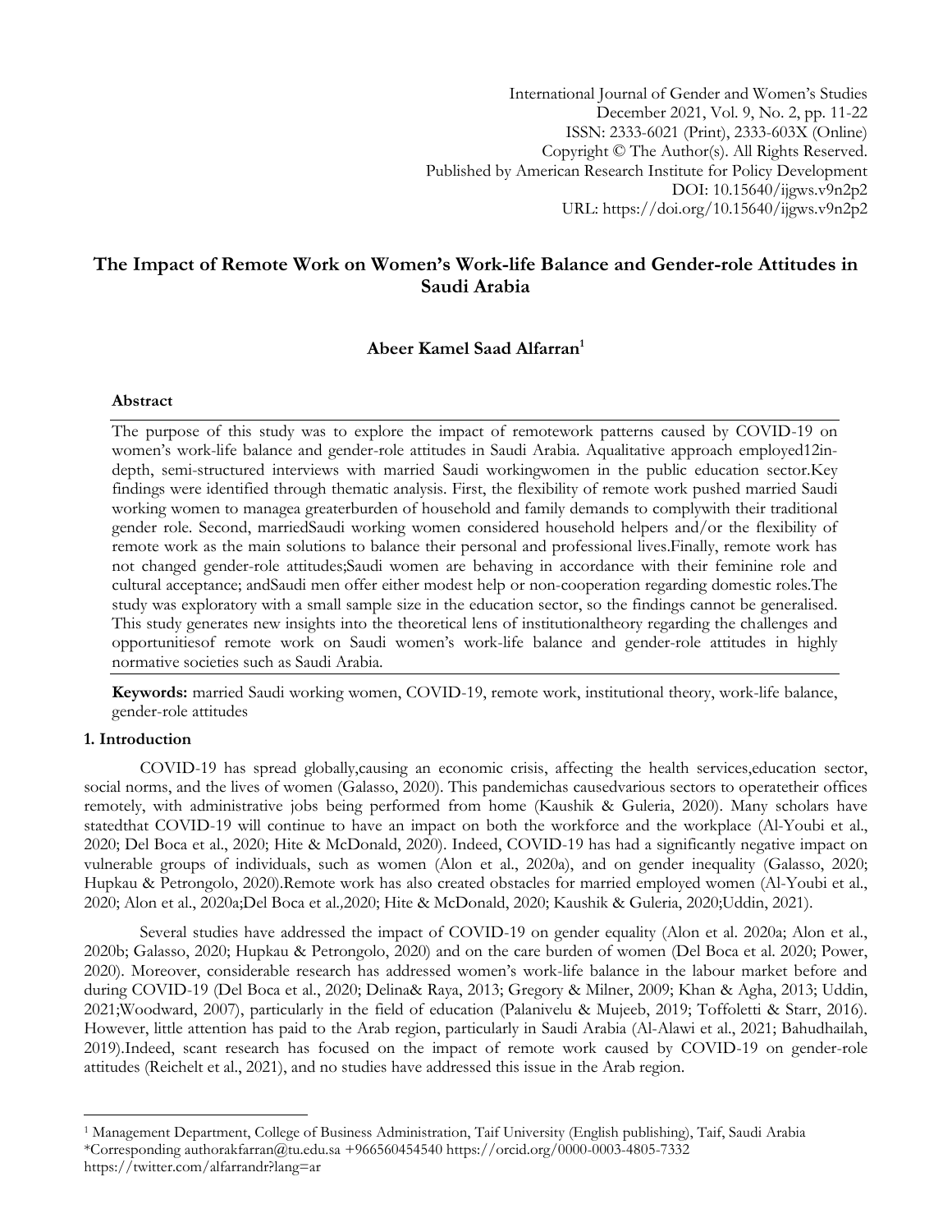International Journal of Gender and Women's Studies
December 2021, Vol. 9, No. 2, pp. 11-22
ISSN: 2333-6021 (Print), 2333-603X (Online)
Copyright © The Author(s). All Rights Reserved.
Published by American Research Institute for Policy Development
DOI: 10.15640/ijgws.v9n2p2
URL: https://doi.org/10.15640/ijgws.v9n2p2

# The Impact of Remote Work on Women's Work-life Balance and Gender-role Attitudes in Saudi Arabia

**Abeer Kamel Saad Alfarran**[1]

### Abstract

The purpose of this study was to explore the impact of remotework patterns caused by COVID-19 on women's work-life balance and gender-role attitudes in Saudi Arabia. Aqualitative approach employed12in-depth, semi-structured interviews with married Saudi workingwomen in the public education sector.Key findings were identified through thematic analysis. First, the flexibility of remote work pushed married Saudi working women to managea greaterburden of household and family demands to complywith their traditional gender role. Second, marriedSaudi working women considered household helpers and/or the flexibility of remote work as the main solutions to balance their personal and professional lives.Finally, remote work has not changed gender-role attitudes;Saudi women are behaving in accordance with their feminine role and cultural acceptance; andSaudi men offer either modest help or non-cooperation regarding domestic roles.The study was exploratory with a small sample size in the education sector, so the findings cannot be generalised. This study generates new insights into the theoretical lens of institutionaltheory regarding the challenges and opportunitiesof remote work on Saudi women's work-life balance and gender-role attitudes in highly normative societies such as Saudi Arabia.

**Keywords:** married Saudi working women, COVID-19, remote work, institutional theory, work-life balance, gender-role attitudes

## 1. Introduction

COVID-19 has spread globally,causing an economic crisis, affecting the health services,education sector, social norms, and the lives of women (Galasso, 2020). This pandemichas causedvarious sectors to operatetheir offices remotely, with administrative jobs being performed from home (Kaushik & Guleria, 2020). Many scholars have statedthat COVID-19 will continue to have an impact on both the workforce and the workplace (Al-Youbi et al., 2020; Del Boca et al., 2020; Hite & McDonald, 2020). Indeed, COVID-19 has had a significantly negative impact on vulnerable groups of individuals, such as women (Alon et al., 2020a), and on gender inequality (Galasso, 2020; Hupkau & Petrongolo, 2020).Remote work has also created obstacles for married employed women (Al-Youbi et al., 2020; Alon et al., 2020a;Del Boca et al.,2020; Hite & McDonald, 2020; Kaushik & Guleria, 2020;Uddin, 2021).

Several studies have addressed the impact of COVID-19 on gender equality (Alon et al. 2020a; Alon et al., 2020b; Galasso, 2020; Hupkau & Petrongolo, 2020) and on the care burden of women (Del Boca et al. 2020; Power, 2020). Moreover, considerable research has addressed women's work-life balance in the labour market before and during COVID-19 (Del Boca et al., 2020; Delina& Raya, 2013; Gregory & Milner, 2009; Khan & Agha, 2013; Uddin, 2021;Woodward, 2007), particularly in the field of education (Palanivelu & Mujeeb, 2019; Toffoletti & Starr, 2016). However, little attention has paid to the Arab region, particularly in Saudi Arabia (Al-Alawi et al., 2021; Bahudhailah, 2019).Indeed, scant research has focused on the impact of remote work caused by COVID-19 on gender-role attitudes (Reichelt et al., 2021), and no studies have addressed this issue in the Arab region.

---

[1] Management Department, College of Business Administration, Taif University (English publishing), Taif, Saudi Arabia
*Corresponding authorakfarran@tu.edu.sa +966560454540 https://orcid.org/0000-0003-4805-7332
https://twitter.com/alfarrandr?lang=ar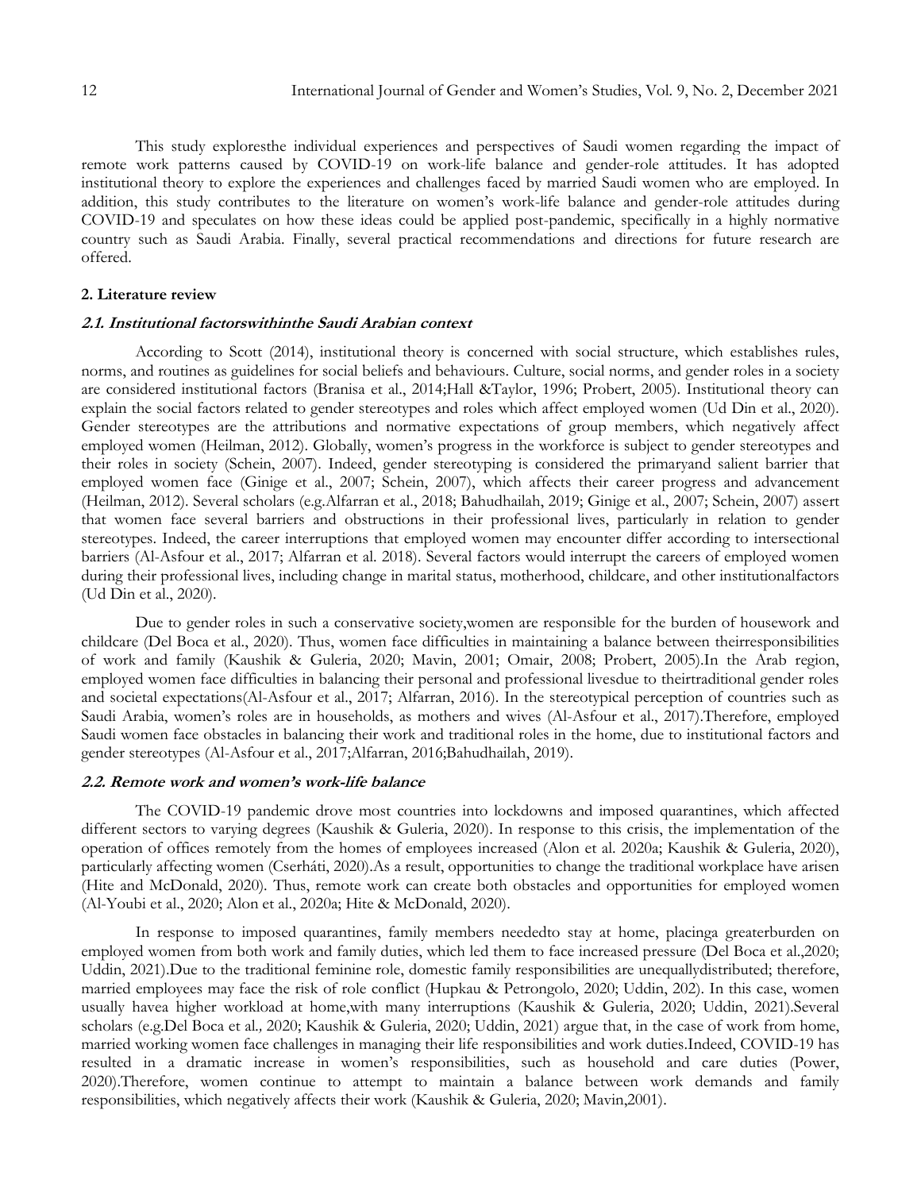This study exploresthe individual experiences and perspectives of Saudi women regarding the impact of remote work patterns caused by COVID-19 on work-life balance and gender-role attitudes. It has adopted institutional theory to explore the experiences and challenges faced by married Saudi women who are employed. In addition, this study contributes to the literature on women's work-life balance and gender-role attitudes during COVID-19 and speculates on how these ideas could be applied post-pandemic, specifically in a highly normative country such as Saudi Arabia. Finally, several practical recommendations and directions for future research are offered.

## 2. Literature review

### *2.1. Institutional factorswithinthe Saudi Arabian context*

According to Scott (2014), institutional theory is concerned with social structure, which establishes rules, norms, and routines as guidelines for social beliefs and behaviours. Culture, social norms, and gender roles in a society are considered institutional factors (Branisa et al., 2014;Hall &Taylor, 1996; Probert, 2005). Institutional theory can explain the social factors related to gender stereotypes and roles which affect employed women (Ud Din et al., 2020). Gender stereotypes are the attributions and normative expectations of group members, which negatively affect employed women (Heilman, 2012). Globally, women's progress in the workforce is subject to gender stereotypes and their roles in society (Schein, 2007). Indeed, gender stereotyping is considered the primaryand salient barrier that employed women face (Ginige et al., 2007; Schein, 2007), which affects their career progress and advancement (Heilman, 2012). Several scholars (e.g.Alfarran et al., 2018; Bahudhailah, 2019; Ginige et al., 2007; Schein, 2007) assert that women face several barriers and obstructions in their professional lives, particularly in relation to gender stereotypes. Indeed, the career interruptions that employed women may encounter differ according to intersectional barriers (Al-Asfour et al., 2017; Alfarran et al. 2018). Several factors would interrupt the careers of employed women during their professional lives, including change in marital status, motherhood, childcare, and other institutionalfactors (Ud Din et al., 2020).

Due to gender roles in such a conservative society,women are responsible for the burden of housework and childcare (Del Boca et al., 2020). Thus, women face difficulties in maintaining a balance between theirresponsibilities of work and family (Kaushik & Guleria, 2020; Mavin, 2001; Omair, 2008; Probert, 2005).In the Arab region, employed women face difficulties in balancing their personal and professional livesdue to theirtraditional gender roles and societal expectations(Al-Asfour et al., 2017; Alfarran, 2016). In the stereotypical perception of countries such as Saudi Arabia, women's roles are in households, as mothers and wives (Al-Asfour et al., 2017).Therefore, employed Saudi women face obstacles in balancing their work and traditional roles in the home, due to institutional factors and gender stereotypes (Al-Asfour et al., 2017;Alfarran, 2016;Bahudhailah, 2019).

### *2.2. Remote work and women's work-life balance*

The COVID-19 pandemic drove most countries into lockdowns and imposed quarantines, which affected different sectors to varying degrees (Kaushik & Guleria, 2020). In response to this crisis, the implementation of the operation of offices remotely from the homes of employees increased (Alon et al. 2020a; Kaushik & Guleria, 2020), particularly affecting women (Cserháti, 2020).As a result, opportunities to change the traditional workplace have arisen (Hite and McDonald, 2020). Thus, remote work can create both obstacles and opportunities for employed women (Al-Youbi et al., 2020; Alon et al., 2020a; Hite & McDonald, 2020).

In response to imposed quarantines, family members neededto stay at home, placinga greaterburden on employed women from both work and family duties, which led them to face increased pressure (Del Boca et al.,2020; Uddin, 2021).Due to the traditional feminine role, domestic family responsibilities are unequallydistributed; therefore, married employees may face the risk of role conflict (Hupkau & Petrongolo, 2020; Uddin, 202). In this case, women usually havea higher workload at home,with many interruptions (Kaushik & Guleria, 2020; Uddin, 2021).Several scholars (e.g.Del Boca et al*.,* 2020; Kaushik & Guleria, 2020; Uddin, 2021) argue that, in the case of work from home, married working women face challenges in managing their life responsibilities and work duties.Indeed, COVID-19 has resulted in a dramatic increase in women's responsibilities, such as household and care duties (Power, 2020).Therefore, women continue to attempt to maintain a balance between work demands and family responsibilities, which negatively affects their work (Kaushik & Guleria, 2020; Mavin,2001).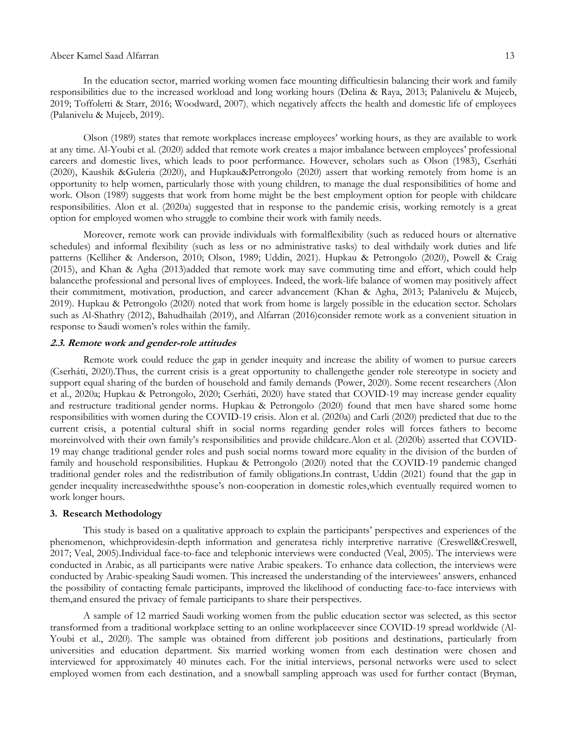In the education sector, married working women face mounting difficultiesin balancing their work and family responsibilities due to the increased workload and long working hours (Delina & Raya, 2013; Palanivelu & Mujeeb, 2019; Toffoletti & Starr, 2016; Woodward, 2007), which negatively affects the health and domestic life of employees (Palanivelu & Mujeeb, 2019).

Olson (1989) states that remote workplaces increase employees' working hours, as they are available to work at any time. Al-Youbi et al. (2020) added that remote work creates a major imbalance between employees' professional careers and domestic lives, which leads to poor performance. However, scholars such as Olson (1983), Cserháti (2020), Kaushik &Guleria (2020), and Hupkau&Petrongolo (2020) assert that working remotely from home is an opportunity to help women, particularly those with young children, to manage the dual responsibilities of home and work. Olson (1989) suggests that work from home might be the best employment option for people with childcare responsibilities. Alon et al. (2020a) suggested that in response to the pandemic crisis, working remotely is a great option for employed women who struggle to combine their work with family needs.

Moreover, remote work can provide individuals with formalflexibility (such as reduced hours or alternative schedules) and informal flexibility (such as less or no administrative tasks) to deal withdaily work duties and life patterns (Kelliher & Anderson, 2010; Olson, 1989; Uddin, 2021). Hupkau & Petrongolo (2020), Powell & Craig (2015), and Khan & Agha (2013)added that remote work may save commuting time and effort, which could help balancethe professional and personal lives of employees. Indeed, the work-life balance of women may positively affect their commitment, motivation, production, and career advancement (Khan & Agha, 2013; Palanivelu & Mujeeb, 2019). Hupkau & Petrongolo (2020) noted that work from home is largely possible in the education sector. Scholars such as Al-Shathry (2012), Bahudhailah (2019), and Alfarran (2016)consider remote work as a convenient situation in response to Saudi women's roles within the family.

### 2.3. Remote work and gender-role attitudes

Remote work could reduce the gap in gender inequity and increase the ability of women to pursue careers (Cserháti, 2020).Thus, the current crisis is a great opportunity to challengethe gender role stereotype in society and support equal sharing of the burden of household and family demands (Power, 2020). Some recent researchers (Alon et al., 2020a; Hupkau & Petrongolo, 2020; Cserháti, 2020) have stated that COVID-19 may increase gender equality and restructure traditional gender norms. Hupkau & Petrongolo (2020) found that men have shared some home responsibilities with women during the COVID-19 crisis. Alon et al. (2020a) and Carli (2020) predicted that due to the current crisis, a potential cultural shift in social norms regarding gender roles will forces fathers to become moreinvolved with their own family's responsibilities and provide childcare.Alon et al. (2020b) asserted that COVID-19 may change traditional gender roles and push social norms toward more equality in the division of the burden of family and household responsibilities. Hupkau & Petrongolo (2020) noted that the COVID-19 pandemic changed traditional gender roles and the redistribution of family obligations.In contrast, Uddin (2021) found that the gap in gender inequality increasedwiththe spouse's non-cooperation in domestic roles,which eventually required women to work longer hours.

## 3. Research Methodology

This study is based on a qualitative approach to explain the participants' perspectives and experiences of the phenomenon, whichprovidesin-depth information and generatesa richly interpretive narrative (Creswell&Creswell, 2017; Veal, 2005).Individual face-to-face and telephonic interviews were conducted (Veal, 2005). The interviews were conducted in Arabic, as all participants were native Arabic speakers. To enhance data collection, the interviews were conducted by Arabic-speaking Saudi women. This increased the understanding of the interviewees' answers, enhanced the possibility of contacting female participants, improved the likelihood of conducting face-to-face interviews with them,and ensured the privacy of female participants to share their perspectives.

A sample of 12 married Saudi working women from the public education sector was selected, as this sector transformed from a traditional workplace setting to an online workplaceever since COVID-19 spread worldwide (Al-Youbi et al., 2020). The sample was obtained from different job positions and destinations, particularly from universities and education department. Six married working women from each destination were chosen and interviewed for approximately 40 minutes each. For the initial interviews, personal networks were used to select employed women from each destination, and a snowball sampling approach was used for further contact (Bryman,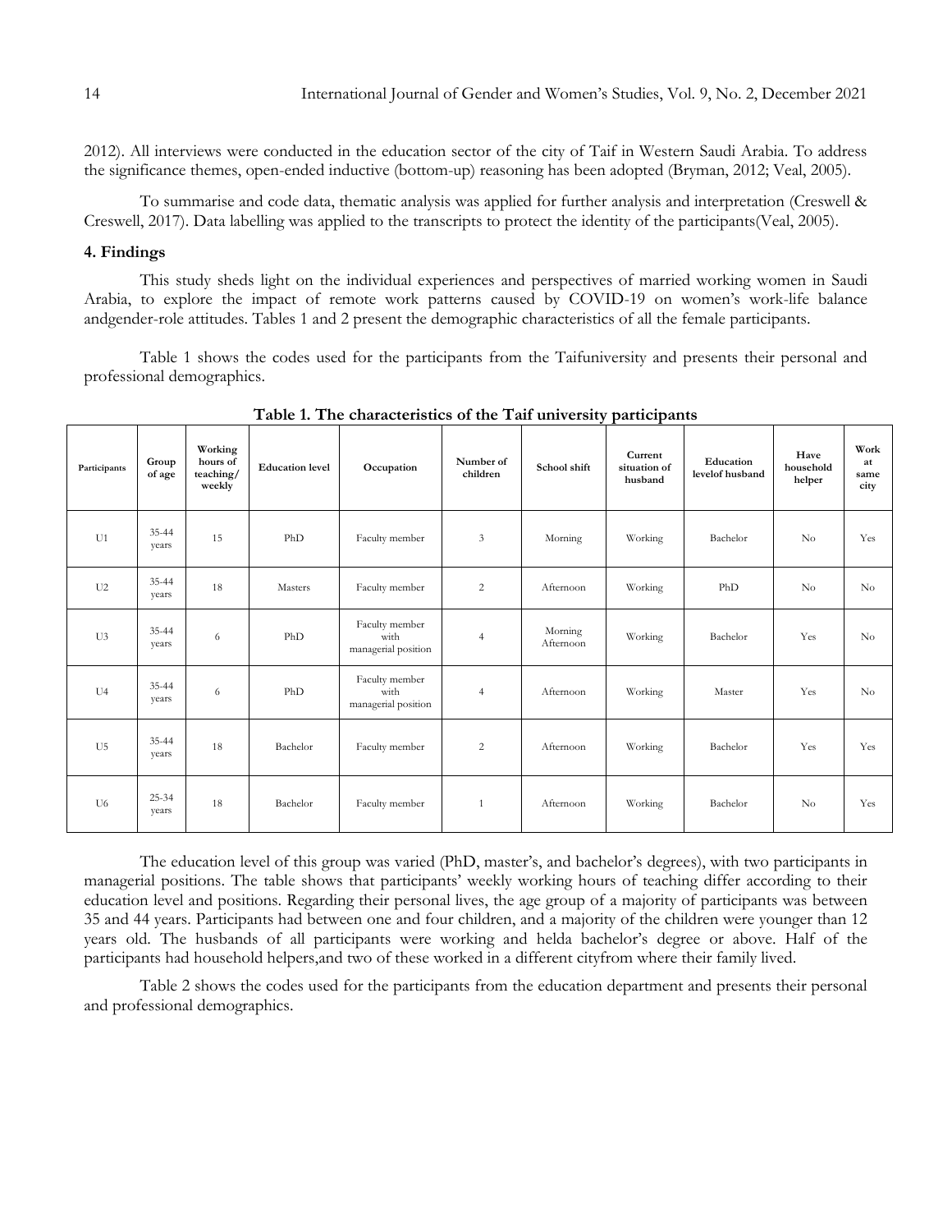2012). All interviews were conducted in the education sector of the city of Taif in Western Saudi Arabia. To address the significance themes, open-ended inductive (bottom-up) reasoning has been adopted (Bryman, 2012; Veal, 2005).

To summarise and code data, thematic analysis was applied for further analysis and interpretation (Creswell & Creswell, 2017). Data labelling was applied to the transcripts to protect the identity of the participants(Veal, 2005).

## 4. Findings

This study sheds light on the individual experiences and perspectives of married working women in Saudi Arabia, to explore the impact of remote work patterns caused by COVID-19 on women's work-life balance andgender-role attitudes. Tables 1 and 2 present the demographic characteristics of all the female participants.

Table 1 shows the codes used for the participants from the Taifuniversity and presents their personal and professional demographics.

**Table 1. The characteristics of the Taif university participants**

| Participants | Group of age | Working hours of teaching/ weekly | Education level | Occupation | Number of children | School shift | Current situation of husband | Education levelof husband | Have household helper | Work at same city |
|---|---|---|---|---|---|---|---|---|---|---|
| U1 | 35-44 years | 15 | PhD | Faculty member | 3 | Morning | Working | Bachelor | No | Yes |
| U2 | 35-44 years | 18 | Masters | Faculty member | 2 | Afternoon | Working | PhD | No | No |
| U3 | 35-44 years | 6 | PhD | Faculty member with managerial position | 4 | Morning Afternoon | Working | Bachelor | Yes | No |
| U4 | 35-44 years | 6 | PhD | Faculty member with managerial position | 4 | Afternoon | Working | Master | Yes | No |
| U5 | 35-44 years | 18 | Bachelor | Faculty member | 2 | Afternoon | Working | Bachelor | Yes | Yes |
| U6 | 25-34 years | 18 | Bachelor | Faculty member | 1 | Afternoon | Working | Bachelor | No | Yes |

The education level of this group was varied (PhD, master's, and bachelor's degrees), with two participants in managerial positions. The table shows that participants' weekly working hours of teaching differ according to their education level and positions. Regarding their personal lives, the age group of a majority of participants was between 35 and 44 years. Participants had between one and four children, and a majority of the children were younger than 12 years old. The husbands of all participants were working and helda bachelor's degree or above. Half of the participants had household helpers,and two of these worked in a different cityfrom where their family lived.

Table 2 shows the codes used for the participants from the education department and presents their personal and professional demographics.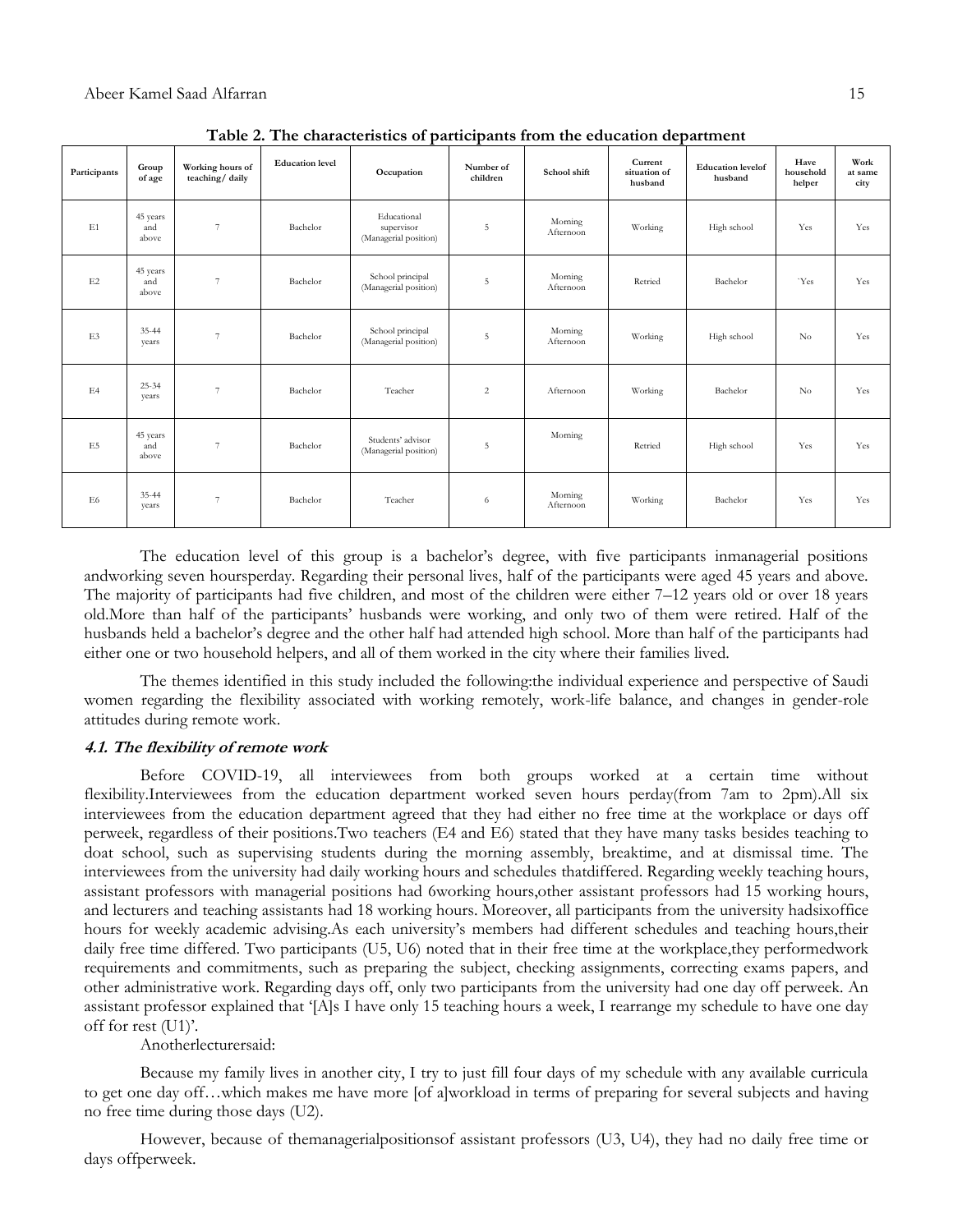**Table 2. The characteristics of participants from the education department**

| Participants | Group of age | Working hours of teaching/ daily | Education level | Occupation | Number of children | School shift | Current situation of husband | Education levelof husband | Have household helper | Work at same city |
|---|---|---|---|---|---|---|---|---|---|---|
| E1 | 45 years and above | 7 | Bachelor | Educational supervisor (Managerial position) | 5 | Morning Afternoon | Working | High school | Yes | Yes |
| E2 | 45 years and above | 7 | Bachelor | School principal (Managerial position) | 5 | Morning Afternoon | Retried | Bachelor | `Yes | Yes |
| E3 | 35-44 years | 7 | Bachelor | School principal (Managerial position) | 5 | Morning Afternoon | Working | High school | No | Yes |
| E4 | 25-34 years | 7 | Bachelor | Teacher | 2 | Afternoon | Working | Bachelor | No | Yes |
| E5 | 45 years and above | 7 | Bachelor | Students' advisor (Managerial position) | 5 | Morning | Retried | High school | Yes | Yes |
| E6 | 35-44 years | 7 | Bachelor | Teacher | 6 | Morning Afternoon | Working | Bachelor | Yes | Yes |

The education level of this group is a bachelor's degree, with five participants inmanagerial positions andworking seven hoursperday. Regarding their personal lives, half of the participants were aged 45 years and above. The majority of participants had five children, and most of the children were either 7–12 years old or over 18 years old.More than half of the participants' husbands were working, and only two of them were retired. Half of the husbands held a bachelor's degree and the other half had attended high school. More than half of the participants had either one or two household helpers, and all of them worked in the city where their families lived.

The themes identified in this study included the following:the individual experience and perspective of Saudi women regarding the flexibility associated with working remotely, work-life balance, and changes in gender-role attitudes during remote work.

#### *4.1. The flexibility of remote work*

Before COVID-19, all interviewees from both groups worked at a certain time without flexibility.Interviewees from the education department worked seven hours perday(from 7am to 2pm).All six interviewees from the education department agreed that they had either no free time at the workplace or days off perweek, regardless of their positions.Two teachers (E4 and E6) stated that they have many tasks besides teaching to doat school, such as supervising students during the morning assembly, breaktime, and at dismissal time. The interviewees from the university had daily working hours and schedules thatdiffered. Regarding weekly teaching hours, assistant professors with managerial positions had 6working hours,other assistant professors had 15 working hours, and lecturers and teaching assistants had 18 working hours. Moreover, all participants from the university hadsixoffice hours for weekly academic advising.As each university's members had different schedules and teaching hours,their daily free time differed. Two participants (U5, U6) noted that in their free time at the workplace,they performedwork requirements and commitments, such as preparing the subject, checking assignments, correcting exams papers, and other administrative work. Regarding days off, only two participants from the university had one day off perweek. An assistant professor explained that '[A]s I have only 15 teaching hours a week, I rearrange my schedule to have one day off for rest (U1)'.

Anotherlecturersaid:

> Because my family lives in another city, I try to just fill four days of my schedule with any available curricula to get one day off…which makes me have more [of a]workload in terms of preparing for several subjects and having no free time during those days (U2).

However, because of themanagerialpositionsof assistant professors (U3, U4), they had no daily free time or days offperweek.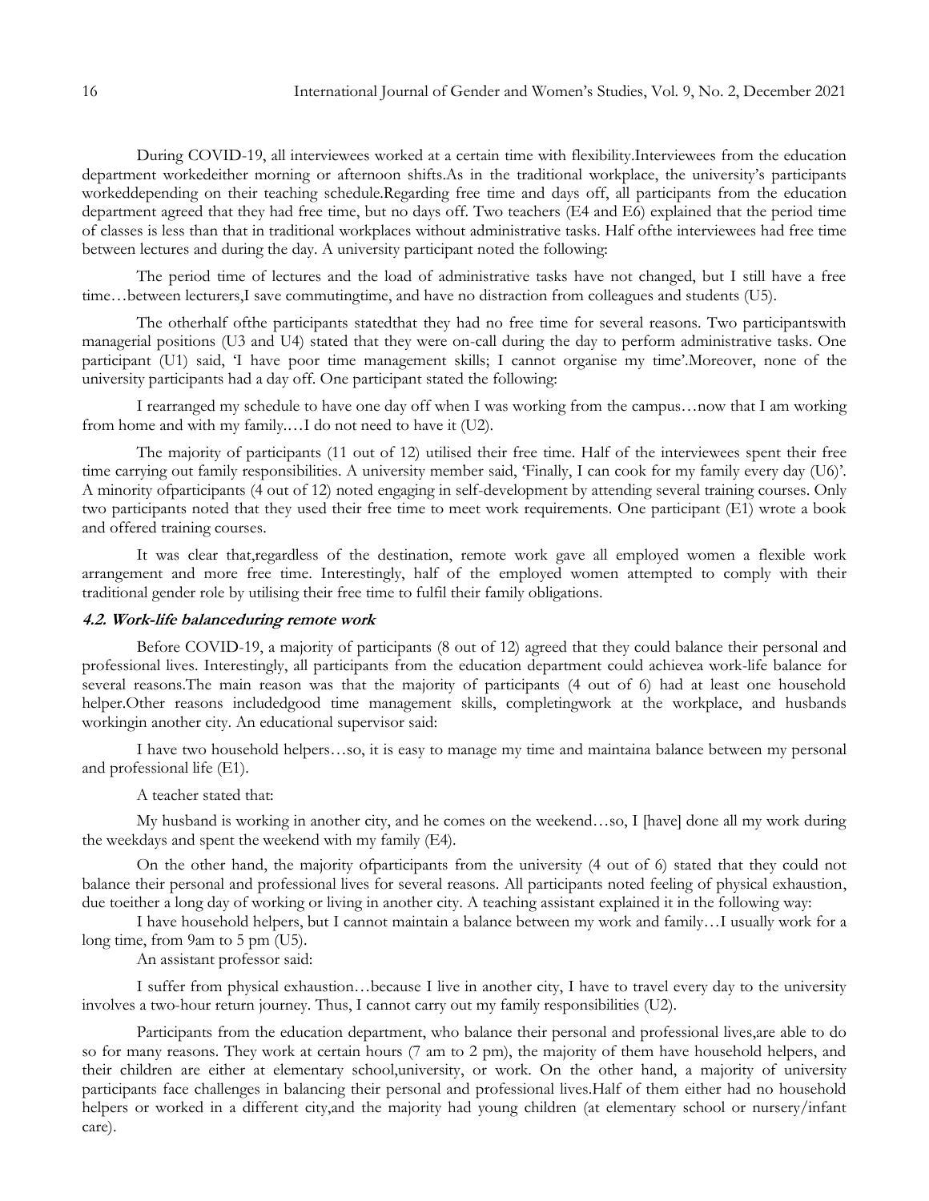During COVID-19, all interviewees worked at a certain time with flexibility.Interviewees from the education department workedeither morning or afternoon shifts.As in the traditional workplace, the university's participants workeddepending on their teaching schedule.Regarding free time and days off, all participants from the education department agreed that they had free time, but no days off. Two teachers (E4 and E6) explained that the period time of classes is less than that in traditional workplaces without administrative tasks. Half ofthe interviewees had free time between lectures and during the day. A university participant noted the following:

The period time of lectures and the load of administrative tasks have not changed, but I still have a free time…between lecturers,I save commutingtime, and have no distraction from colleagues and students (U5).

The otherhalf ofthe participants statedthat they had no free time for several reasons. Two participantswith managerial positions (U3 and U4) stated that they were on-call during the day to perform administrative tasks. One participant (U1) said, 'I have poor time management skills; I cannot organise my time'.Moreover, none of the university participants had a day off. One participant stated the following:

I rearranged my schedule to have one day off when I was working from the campus…now that I am working from home and with my family.…I do not need to have it (U2).

The majority of participants (11 out of 12) utilised their free time. Half of the interviewees spent their free time carrying out family responsibilities. A university member said, 'Finally, I can cook for my family every day (U6)'. A minority ofparticipants (4 out of 12) noted engaging in self-development by attending several training courses. Only two participants noted that they used their free time to meet work requirements. One participant (E1) wrote a book and offered training courses.

It was clear that,regardless of the destination, remote work gave all employed women a flexible work arrangement and more free time. Interestingly, half of the employed women attempted to comply with their traditional gender role by utilising their free time to fulfil their family obligations.

#### *4.2. Work-life balanceduring remote work*

Before COVID-19, a majority of participants (8 out of 12) agreed that they could balance their personal and professional lives. Interestingly, all participants from the education department could achievea work-life balance for several reasons.The main reason was that the majority of participants (4 out of 6) had at least one household helper.Other reasons includedgood time management skills, completingwork at the workplace, and husbands workingin another city. An educational supervisor said:

I have two household helpers…so, it is easy to manage my time and maintaina balance between my personal and professional life (E1).

A teacher stated that:

My husband is working in another city, and he comes on the weekend…so, I [have] done all my work during the weekdays and spent the weekend with my family (E4).

On the other hand, the majority ofparticipants from the university (4 out of 6) stated that they could not balance their personal and professional lives for several reasons. All participants noted feeling of physical exhaustion, due toeither a long day of working or living in another city. A teaching assistant explained it in the following way:

I have household helpers, but I cannot maintain a balance between my work and family…I usually work for a long time, from 9am to 5 pm (U5).

An assistant professor said:

I suffer from physical exhaustion…because I live in another city, I have to travel every day to the university involves a two-hour return journey. Thus, I cannot carry out my family responsibilities (U2).

Participants from the education department, who balance their personal and professional lives,are able to do so for many reasons. They work at certain hours (7 am to 2 pm), the majority of them have household helpers, and their children are either at elementary school,university, or work. On the other hand, a majority of university participants face challenges in balancing their personal and professional lives.Half of them either had no household helpers or worked in a different city,and the majority had young children (at elementary school or nursery/infant care).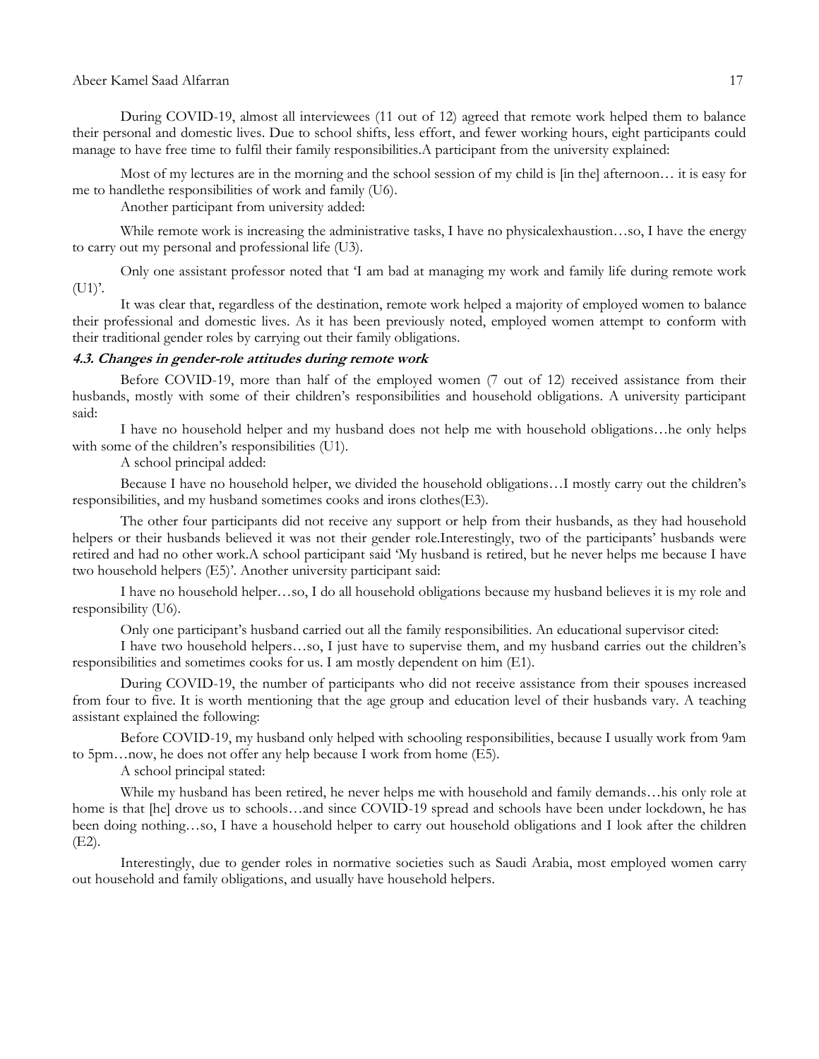During COVID-19, almost all interviewees (11 out of 12) agreed that remote work helped them to balance their personal and domestic lives. Due to school shifts, less effort, and fewer working hours, eight participants could manage to have free time to fulfil their family responsibilities.A participant from the university explained:

Most of my lectures are in the morning and the school session of my child is [in the] afternoon… it is easy for me to handlethe responsibilities of work and family (U6).

Another participant from university added:

While remote work is increasing the administrative tasks, I have no physicalexhaustion…so, I have the energy to carry out my personal and professional life (U3).

Only one assistant professor noted that 'I am bad at managing my work and family life during remote work (U1)'.

It was clear that, regardless of the destination, remote work helped a majority of employed women to balance their professional and domestic lives. As it has been previously noted, employed women attempt to conform with their traditional gender roles by carrying out their family obligations.

### *4.3. Changes in gender-role attitudes during remote work*

Before COVID-19, more than half of the employed women (7 out of 12) received assistance from their husbands, mostly with some of their children's responsibilities and household obligations. A university participant said:

I have no household helper and my husband does not help me with household obligations…he only helps with some of the children's responsibilities (U1).

A school principal added:

Because I have no household helper, we divided the household obligations…I mostly carry out the children's responsibilities, and my husband sometimes cooks and irons clothes(E3).

The other four participants did not receive any support or help from their husbands, as they had household helpers or their husbands believed it was not their gender role.Interestingly, two of the participants' husbands were retired and had no other work.A school participant said 'My husband is retired, but he never helps me because I have two household helpers (E5)'. Another university participant said:

I have no household helper…so, I do all household obligations because my husband believes it is my role and responsibility (U6).

Only one participant's husband carried out all the family responsibilities. An educational supervisor cited:

I have two household helpers…so, I just have to supervise them, and my husband carries out the children's responsibilities and sometimes cooks for us. I am mostly dependent on him (E1).

During COVID-19, the number of participants who did not receive assistance from their spouses increased from four to five. It is worth mentioning that the age group and education level of their husbands vary. A teaching assistant explained the following:

Before COVID-19, my husband only helped with schooling responsibilities, because I usually work from 9am to 5pm…now, he does not offer any help because I work from home (E5).

A school principal stated:

While my husband has been retired, he never helps me with household and family demands…his only role at home is that [he] drove us to schools…and since COVID-19 spread and schools have been under lockdown, he has been doing nothing…so, I have a household helper to carry out household obligations and I look after the children (E2).

Interestingly, due to gender roles in normative societies such as Saudi Arabia, most employed women carry out household and family obligations, and usually have household helpers.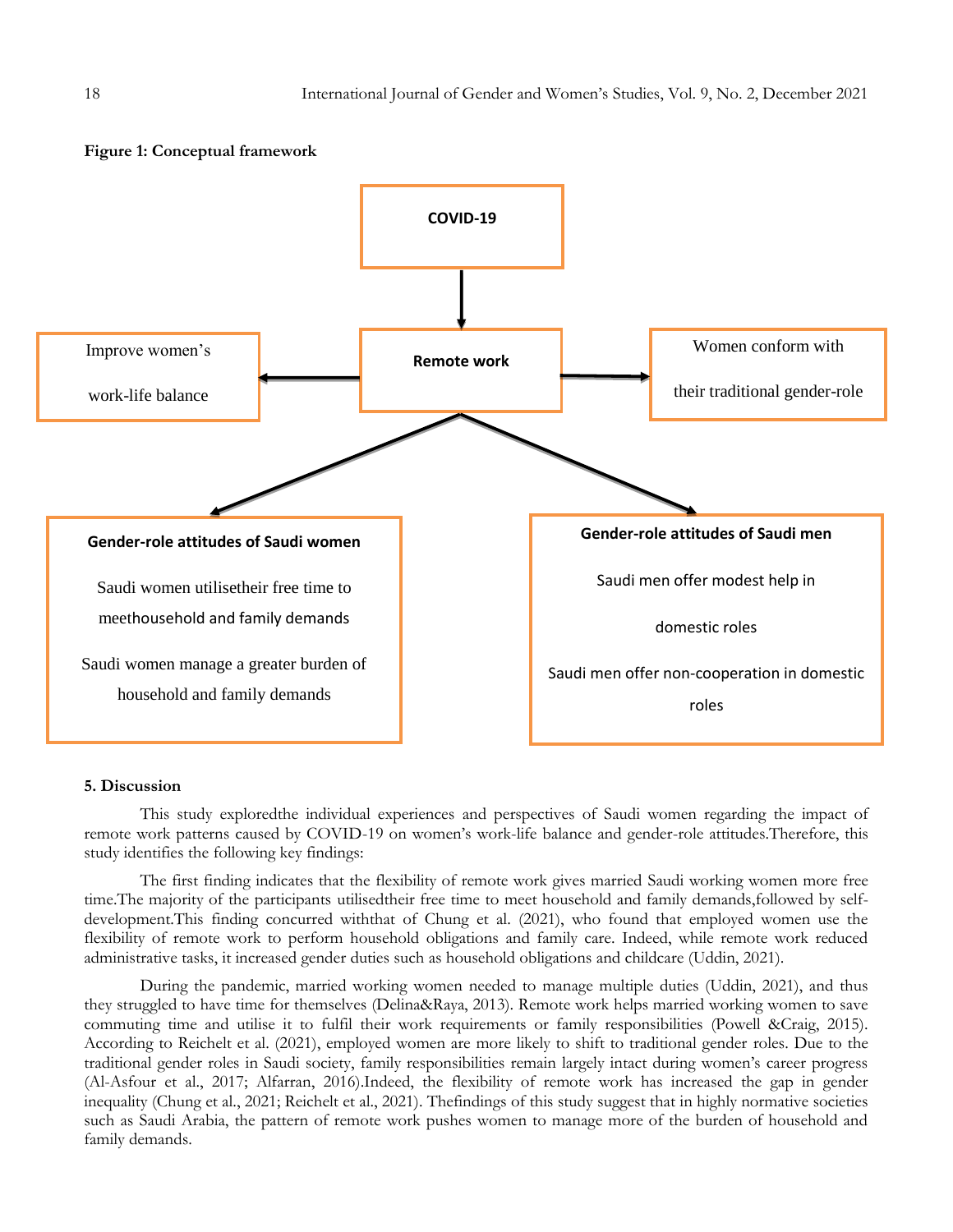**Figure 1: Conceptual framework**

COVID-19

Remote work

Improve women's work-life balance

Women conform with their traditional gender-role

**Gender-role attitudes of Saudi women**

Saudi women utilisetheir free time to meethousehold and family demands

Saudi women manage a greater burden of household and family demands

**Gender-role attitudes of Saudi men**

Saudi men offer modest help in domestic roles

Saudi men offer non-cooperation in domestic roles

### 5. Discussion

This study exploredthe individual experiences and perspectives of Saudi women regarding the impact of remote work patterns caused by COVID-19 on women's work-life balance and gender-role attitudes.Therefore, this study identifies the following key findings:

The first finding indicates that the flexibility of remote work gives married Saudi working women more free time.The majority of the participants utilisedtheir free time to meet household and family demands,followed by self-development.This finding concurred withthat of Chung et al. (2021), who found that employed women use the flexibility of remote work to perform household obligations and family care. Indeed, while remote work reduced administrative tasks, it increased gender duties such as household obligations and childcare (Uddin, 2021).

During the pandemic, married working women needed to manage multiple duties (Uddin, 2021), and thus they struggled to have time for themselves (Delina&Raya, 2013). Remote work helps married working women to save commuting time and utilise it to fulfil their work requirements or family responsibilities (Powell &Craig, 2015). According to Reichelt et al. (2021), employed women are more likely to shift to traditional gender roles. Due to the traditional gender roles in Saudi society, family responsibilities remain largely intact during women's career progress (Al-Asfour et al., 2017; Alfarran, 2016).Indeed, the flexibility of remote work has increased the gap in gender inequality (Chung et al., 2021; Reichelt et al., 2021). Thefindings of this study suggest that in highly normative societies such as Saudi Arabia, the pattern of remote work pushes women to manage more of the burden of household and family demands.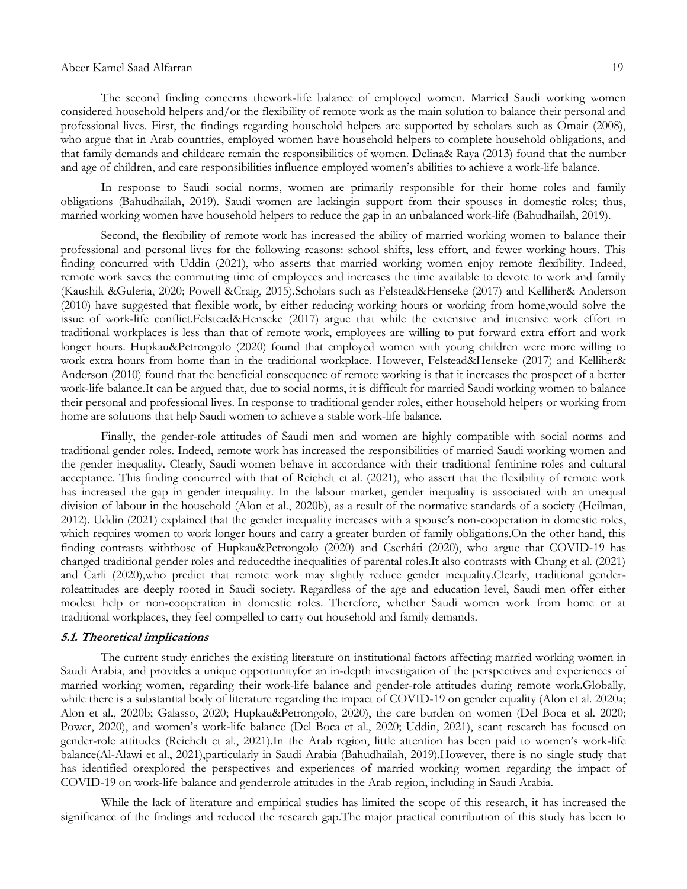The second finding concerns thework-life balance of employed women. Married Saudi working women considered household helpers and/or the flexibility of remote work as the main solution to balance their personal and professional lives. First, the findings regarding household helpers are supported by scholars such as Omair (2008), who argue that in Arab countries, employed women have household helpers to complete household obligations, and that family demands and childcare remain the responsibilities of women. Delina& Raya (2013) found that the number and age of children, and care responsibilities influence employed women's abilities to achieve a work-life balance.

In response to Saudi social norms, women are primarily responsible for their home roles and family obligations (Bahudhailah, 2019). Saudi women are lackingin support from their spouses in domestic roles; thus, married working women have household helpers to reduce the gap in an unbalanced work-life (Bahudhailah, 2019).

Second, the flexibility of remote work has increased the ability of married working women to balance their professional and personal lives for the following reasons: school shifts, less effort, and fewer working hours. This finding concurred with Uddin (2021), who asserts that married working women enjoy remote flexibility. Indeed, remote work saves the commuting time of employees and increases the time available to devote to work and family (Kaushik &Guleria, 2020; Powell &Craig, 2015).Scholars such as Felstead&Henseke (2017) and Kelliher& Anderson (2010) have suggested that flexible work, by either reducing working hours or working from home,would solve the issue of work-life conflict.Felstead&Henseke (2017) argue that while the extensive and intensive work effort in traditional workplaces is less than that of remote work, employees are willing to put forward extra effort and work longer hours. Hupkau&Petrongolo (2020) found that employed women with young children were more willing to work extra hours from home than in the traditional workplace. However, Felstead&Henseke (2017) and Kelliher& Anderson (2010) found that the beneficial consequence of remote working is that it increases the prospect of a better work-life balance.It can be argued that, due to social norms, it is difficult for married Saudi working women to balance their personal and professional lives. In response to traditional gender roles, either household helpers or working from home are solutions that help Saudi women to achieve a stable work-life balance.

Finally, the gender-role attitudes of Saudi men and women are highly compatible with social norms and traditional gender roles. Indeed, remote work has increased the responsibilities of married Saudi working women and the gender inequality. Clearly, Saudi women behave in accordance with their traditional feminine roles and cultural acceptance. This finding concurred with that of Reichelt et al. (2021), who assert that the flexibility of remote work has increased the gap in gender inequality. In the labour market, gender inequality is associated with an unequal division of labour in the household (Alon et al., 2020b), as a result of the normative standards of a society (Heilman, 2012). Uddin (2021) explained that the gender inequality increases with a spouse's non-cooperation in domestic roles, which requires women to work longer hours and carry a greater burden of family obligations.On the other hand, this finding contrasts withthose of Hupkau&Petrongolo (2020) and Cserháti (2020), who argue that COVID-19 has changed traditional gender roles and reducedthe inequalities of parental roles.It also contrasts with Chung et al. (2021) and Carli (2020),who predict that remote work may slightly reduce gender inequality.Clearly, traditional gender-roleattitudes are deeply rooted in Saudi society. Regardless of the age and education level, Saudi men offer either modest help or non-cooperation in domestic roles. Therefore, whether Saudi women work from home or at traditional workplaces, they feel compelled to carry out household and family demands.

### 5.1. Theoretical implications

The current study enriches the existing literature on institutional factors affecting married working women in Saudi Arabia, and provides a unique opportunityfor an in-depth investigation of the perspectives and experiences of married working women, regarding their work-life balance and gender-role attitudes during remote work.Globally, while there is a substantial body of literature regarding the impact of COVID-19 on gender equality (Alon et al. 2020a; Alon et al., 2020b; Galasso, 2020; Hupkau&Petrongolo, 2020), the care burden on women (Del Boca et al. 2020; Power, 2020), and women's work-life balance (Del Boca et al., 2020; Uddin, 2021), scant research has focused on gender-role attitudes (Reichelt et al., 2021).In the Arab region, little attention has been paid to women's work-life balance(Al-Alawi et al., 2021),particularly in Saudi Arabia (Bahudhailah, 2019).However, there is no single study that has identified orexplored the perspectives and experiences of married working women regarding the impact of COVID-19 on work-life balance and genderrole attitudes in the Arab region, including in Saudi Arabia.

While the lack of literature and empirical studies has limited the scope of this research, it has increased the significance of the findings and reduced the research gap.The major practical contribution of this study has been to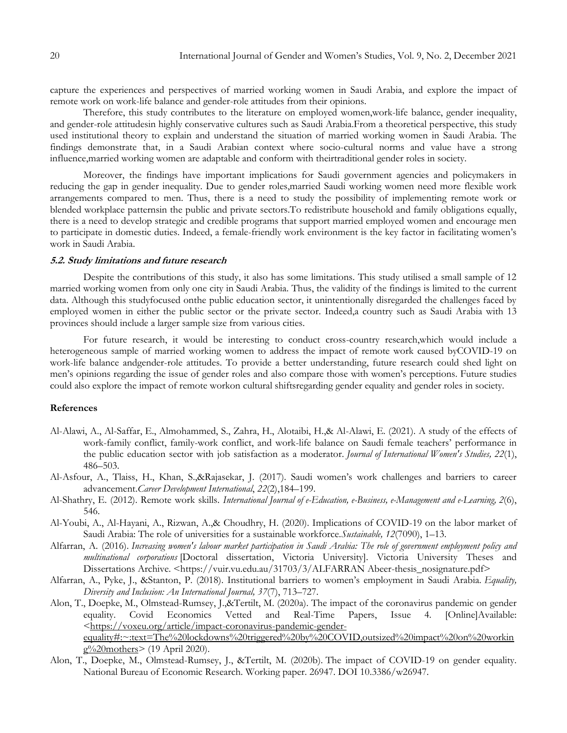capture the experiences and perspectives of married working women in Saudi Arabia, and explore the impact of remote work on work-life balance and gender-role attitudes from their opinions.

Therefore, this study contributes to the literature on employed women,work-life balance, gender inequality, and gender-role attitudesin highly conservative cultures such as Saudi Arabia.From a theoretical perspective, this study used institutional theory to explain and understand the situation of married working women in Saudi Arabia. The findings demonstrate that, in a Saudi Arabian context where socio-cultural norms and value have a strong influence,married working women are adaptable and conform with theirtraditional gender roles in society.

Moreover, the findings have important implications for Saudi government agencies and policymakers in reducing the gap in gender inequality. Due to gender roles,married Saudi working women need more flexible work arrangements compared to men. Thus, there is a need to study the possibility of implementing remote work or blended workplace patternsin the public and private sectors.To redistribute household and family obligations equally, there is a need to develop strategic and credible programs that support married employed women and encourage men to participate in domestic duties. Indeed, a female-friendly work environment is the key factor in facilitating women's work in Saudi Arabia.

### *5.2. Study limitations and future research*

Despite the contributions of this study, it also has some limitations. This study utilised a small sample of 12 married working women from only one city in Saudi Arabia. Thus, the validity of the findings is limited to the current data. Although this studyfocused onthe public education sector, it unintentionally disregarded the challenges faced by employed women in either the public sector or the private sector. Indeed,a country such as Saudi Arabia with 13 provinces should include a larger sample size from various cities.

For future research, it would be interesting to conduct cross-country research,which would include a heterogeneous sample of married working women to address the impact of remote work caused byCOVID-19 on work-life balance andgender-role attitudes. To provide a better understanding, future research could shed light on men's opinions regarding the issue of gender roles and also compare those with women's perceptions. Future studies could also explore the impact of remote workon cultural shiftsregarding gender equality and gender roles in society.

## References

Al-Alawi, A., Al-Saffar, E., Almohammed, S., Zahra, H., Alotaibi, H.,& Al-Alawi, E. (2021). A study of the effects of work-family conflict, family-work conflict, and work-life balance on Saudi female teachers' performance in the public education sector with job satisfaction as a moderator. *Journal of International Women's Studies, 22*(1), 486–503.

Al-Asfour, A., Tlaiss, H., Khan, S.,&Rajasekar, J. (2017). Saudi women's work challenges and barriers to career advancement.*Career Development International*, *22*(2),184–199.

Al-Shathry, E. (2012). Remote work skills. *International Journal of e-Education, e-Business, e-Management and e-Learning, 2*(6), 546.

Al-Youbi, A., Al-Hayani, A., Rizwan, A.,& Choudhry, H. (2020). Implications of COVID-19 on the labor market of Saudi Arabia: The role of universities for a sustainable workforce.*Sustainable, 12*(7090), 1–13.

Alfarran, A. (2016). *Increasing women's labour market participation in Saudi Arabia: The role of government employment policy and multinational corporations* [Doctoral dissertation, Victoria University]. Victoria University Theses and Dissertations Archive. <https://vuir.vu.edu.au/31703/3/ALFARRAN Abeer-thesis_nosignature.pdf>

Alfarran, A., Pyke, J., &Stanton, P. (2018). Institutional barriers to women's employment in Saudi Arabia. *Equality, Diversity and Inclusion: An International Journal, 37*(7), 713–727.

Alon, T., Doepke, M., Olmstead-Rumsey, J.,&Tertilt, M. (2020a). The impact of the coronavirus pandemic on gender equality. Covid Economics Vetted and Real-Time Papers, Issue 4. [Online]Available: <https://voxeu.org/article/impact-coronavirus-pandemic-gender-equality#:~:text=The%20lockdowns%20triggered%20by%20COVID,outsized%20impact%20on%20working%20mothers> (19 April 2020).

Alon, T., Doepke, M., Olmstead-Rumsey, J., &Tertilt, M. (2020b). The impact of COVID-19 on gender equality. National Bureau of Economic Research. Working paper. 26947. DOI 10.3386/w26947.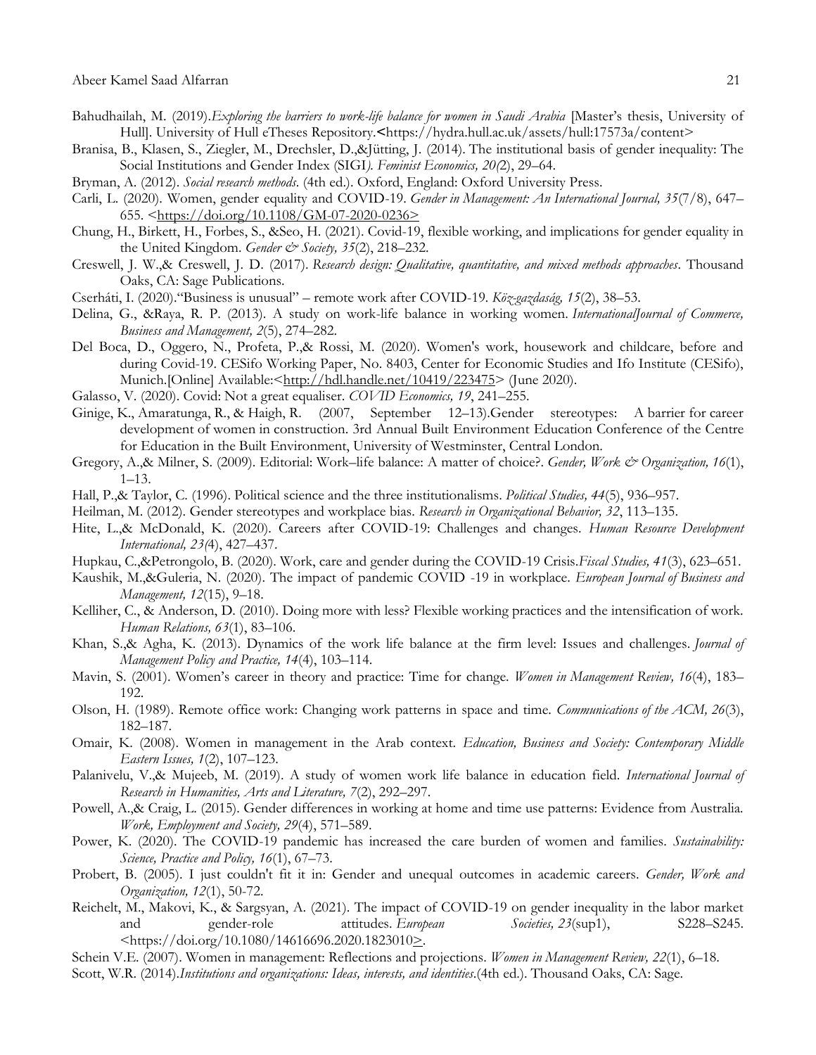Bahudhailah, M. (2019).*Exploring the barriers to work-life balance for women in Saudi Arabia* [Master's thesis, University of Hull]. University of Hull eTheses Repository.<https://hydra.hull.ac.uk/assets/hull:17573a/content>

Branisa, B., Klasen, S., Ziegler, M., Drechsler, D.,&Jütting, J. (2014). The institutional basis of gender inequality: The Social Institutions and Gender Index (SIGI*). Feminist Economics, 20(*2), 29–64.

Bryman, A. (2012). *Social research methods*. (4th ed.). Oxford, England: Oxford University Press.

Carli, L. (2020). Women, gender equality and COVID-19. *Gender in Management: An International Journal, 35*(7/8), 647–655. <https://doi.org/10.1108/GM-07-2020-0236>

Chung, H., Birkett, H., Forbes, S., &Seo, H. (2021). Covid-19, flexible working, and implications for gender equality in the United Kingdom. *Gender & Society, 35*(2), 218–232.

Creswell, J. W.,& Creswell, J. D. (2017). *Research design: Qualitative, quantitative, and mixed methods approaches*. Thousand Oaks, CA: Sage Publications.

Cserháti, I. (2020)."Business is unusual" – remote work after COVID-19. *Köz-gazdaság, 15*(2), 38–53.

Delina, G., &Raya, R. P. (2013). A study on work-life balance in working women. *InternationalJournal of Commerce, Business and Management, 2*(5), 274–282.

Del Boca, D., Oggero, N., Profeta, P.,& Rossi, M. (2020). Women's work, housework and childcare, before and during Covid-19. CESifo Working Paper, No. 8403, Center for Economic Studies and Ifo Institute (CESifo), Munich.[Online] Available:<http://hdl.handle.net/10419/223475> (June 2020).

Galasso, V. (2020). Covid: Not a great equaliser. *COVID Economics, 19*, 241–255.

Ginige, K., Amaratunga, R., & Haigh, R. (2007, September 12–13).Gender stereotypes: A barrier for career development of women in construction. 3rd Annual Built Environment Education Conference of the Centre for Education in the Built Environment, University of Westminster, Central London.

Gregory, A.,& Milner, S. (2009). Editorial: Work–life balance: A matter of choice?. *Gender, Work & Organization, 16*(1), 1–13.

Hall, P.,& Taylor, C. (1996). Political science and the three institutionalisms. *Political Studies, 44*(5), 936–957.

Heilman, M. (2012). Gender stereotypes and workplace bias. *Research in Organizational Behavior, 32*, 113–135.

Hite, L.,& McDonald, K. (2020). Careers after COVID-19: Challenges and changes. *Human Resource Development International, 23(*4), 427–437.

Hupkau, C.,&Petrongolo, B. (2020). Work, care and gender during the COVID-19 Crisis.*Fiscal Studies, 41*(3), 623–651.

Kaushik, M.,&Guleria, N. (2020). The impact of pandemic COVID -19 in workplace. *European Journal of Business and Management, 12*(15), 9–18.

Kelliher, C., & Anderson, D. (2010). Doing more with less? Flexible working practices and the intensification of work. *Human Relations, 63*(1), 83–106.

Khan, S.,& Agha, K. (2013). Dynamics of the work life balance at the firm level: Issues and challenges. *Journal of Management Policy and Practice, 14*(4), 103–114.

Mavin, S. (2001). Women's career in theory and practice: Time for change. *Women in Management Review, 16*(4), 183–192.

Olson, H. (1989). Remote office work: Changing work patterns in space and time. *Communications of the ACM, 26*(3), 182–187.

Omair, K. (2008). Women in management in the Arab context. *Education, Business and Society: Contemporary Middle Eastern Issues, 1*(2), 107–123.

Palanivelu, V.,& Mujeeb, M. (2019). A study of women work life balance in education field. *International Journal of Research in Humanities, Arts and Literature, 7*(2), 292–297.

Powell, A.,& Craig, L. (2015). Gender differences in working at home and time use patterns: Evidence from Australia. *Work, Employment and Society, 29*(4), 571–589.

Power, K. (2020). The COVID-19 pandemic has increased the care burden of women and families. *Sustainability: Science, Practice and Policy, 16*(1), 67–73.

Probert, B. (2005). I just couldn't fit it in: Gender and unequal outcomes in academic careers. *Gender, Work and Organization, 12*(1), 50-72.

Reichelt, M., Makovi, K., & Sargsyan, A. (2021). The impact of COVID-19 on gender inequality in the labor market and gender-role attitudes. *European Societies, 23*(sup1), S228–S245. <https://doi.org/10.1080/14616696.2020.1823010>.

Schein V.E. (2007). Women in management: Reflections and projections. *Women in Management Review, 22*(1), 6–18.

Scott, W.R. (2014).*Institutions and organizations: Ideas, interests, and identities*.(4th ed.). Thousand Oaks, CA: Sage.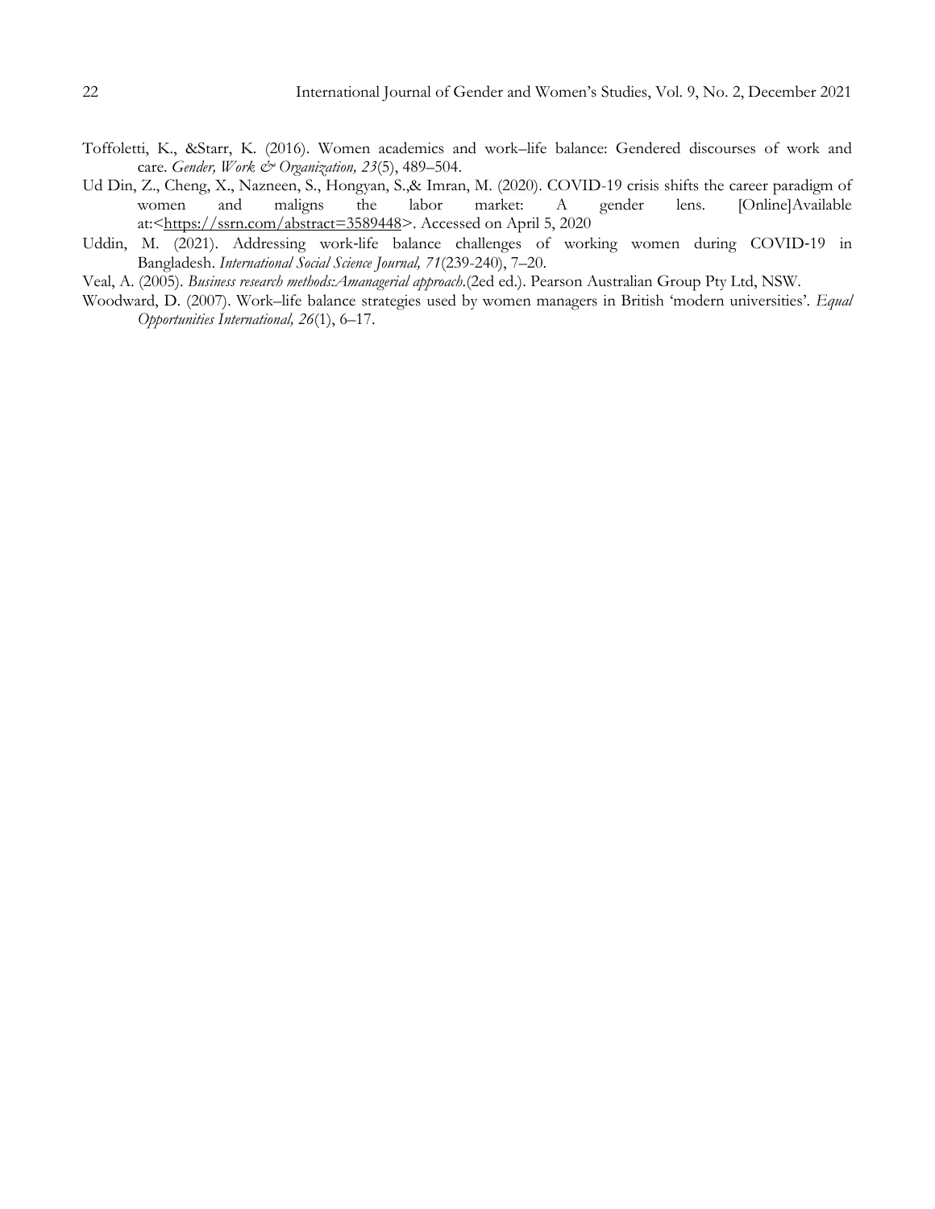Toffoletti, K., &Starr, K. (2016). Women academics and work–life balance: Gendered discourses of work and care. *Gender, Work & Organization, 23*(5), 489–504.

Ud Din, Z., Cheng, X., Nazneen, S., Hongyan, S.,& Imran, M. (2020). COVID-19 crisis shifts the career paradigm of women and maligns the labor market: A gender lens. [Online]Available at:<https://ssrn.com/abstract=3589448>. Accessed on April 5, 2020

Uddin, M. (2021). Addressing work-life balance challenges of working women during COVID-19 in Bangladesh. *International Social Science Journal, 71*(239-240), 7–20.

Veal, A. (2005). *Business research methods:Amanagerial approach*.(2ed ed.). Pearson Australian Group Pty Ltd, NSW.

Woodward, D. (2007). Work–life balance strategies used by women managers in British 'modern universities'. *Equal Opportunities International, 26*(1), 6–17.